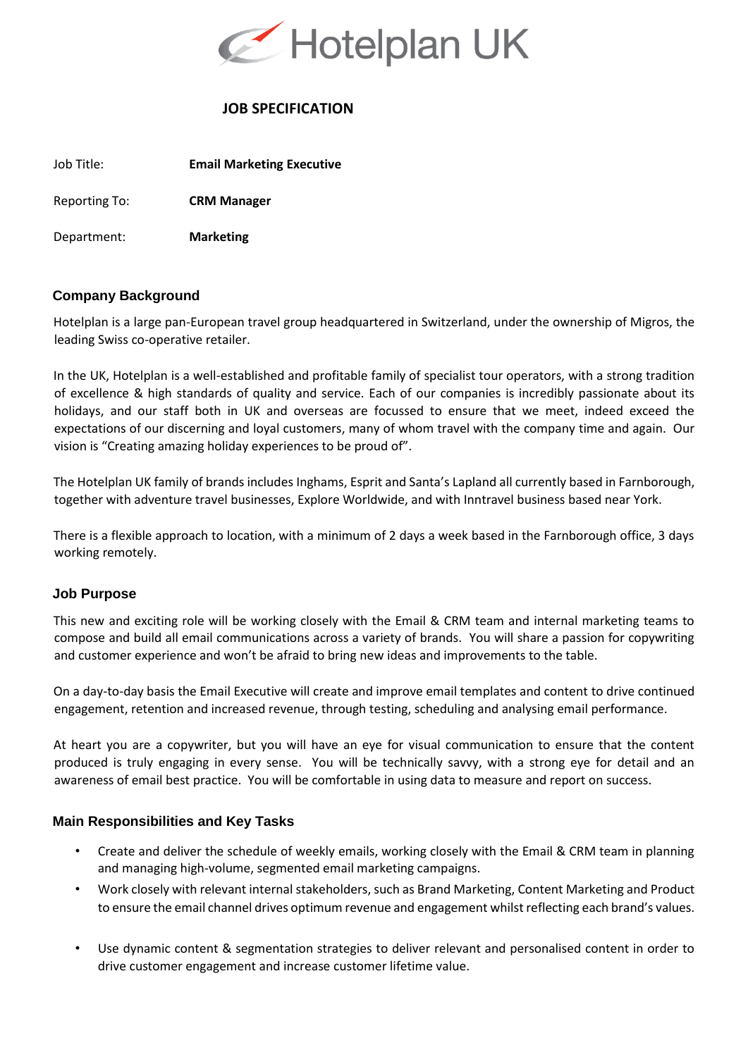Hotelplan UK

# JOB SPECIFICATION

Job Title: **Email Marketing Executive**

Reporting To: **CRM Manager**

Department: **Marketing**

## Company Background

Hotelplan is a large pan-European travel group headquartered in Switzerland, under the ownership of Migros, the leading Swiss co-operative retailer.

In the UK, Hotelplan is a well-established and profitable family of specialist tour operators, with a strong tradition of excellence & high standards of quality and service. Each of our companies is incredibly passionate about its holidays, and our staff both in UK and overseas are focussed to ensure that we meet, indeed exceed the expectations of our discerning and loyal customers, many of whom travel with the company time and again. Our vision is "Creating amazing holiday experiences to be proud of".

The Hotelplan UK family of brands includes Inghams, Esprit and Santa's Lapland all currently based in Farnborough, together with adventure travel businesses, Explore Worldwide, and with Inntravel business based near York.

There is a flexible approach to location, with a minimum of 2 days a week based in the Farnborough office, 3 days working remotely.

## Job Purpose

This new and exciting role will be working closely with the Email & CRM team and internal marketing teams to compose and build all email communications across a variety of brands. You will share a passion for copywriting and customer experience and won't be afraid to bring new ideas and improvements to the table.

On a day-to-day basis the Email Executive will create and improve email templates and content to drive continued engagement, retention and increased revenue, through testing, scheduling and analysing email performance.

At heart you are a copywriter, but you will have an eye for visual communication to ensure that the content produced is truly engaging in every sense. You will be technically savvy, with a strong eye for detail and an awareness of email best practice. You will be comfortable in using data to measure and report on success.

## Main Responsibilities and Key Tasks

- Create and deliver the schedule of weekly emails, working closely with the Email & CRM team in planning and managing high-volume, segmented email marketing campaigns.
- Work closely with relevant internal stakeholders, such as Brand Marketing, Content Marketing and Product to ensure the email channel drives optimum revenue and engagement whilst reflecting each brand's values.
- Use dynamic content & segmentation strategies to deliver relevant and personalised content in order to drive customer engagement and increase customer lifetime value.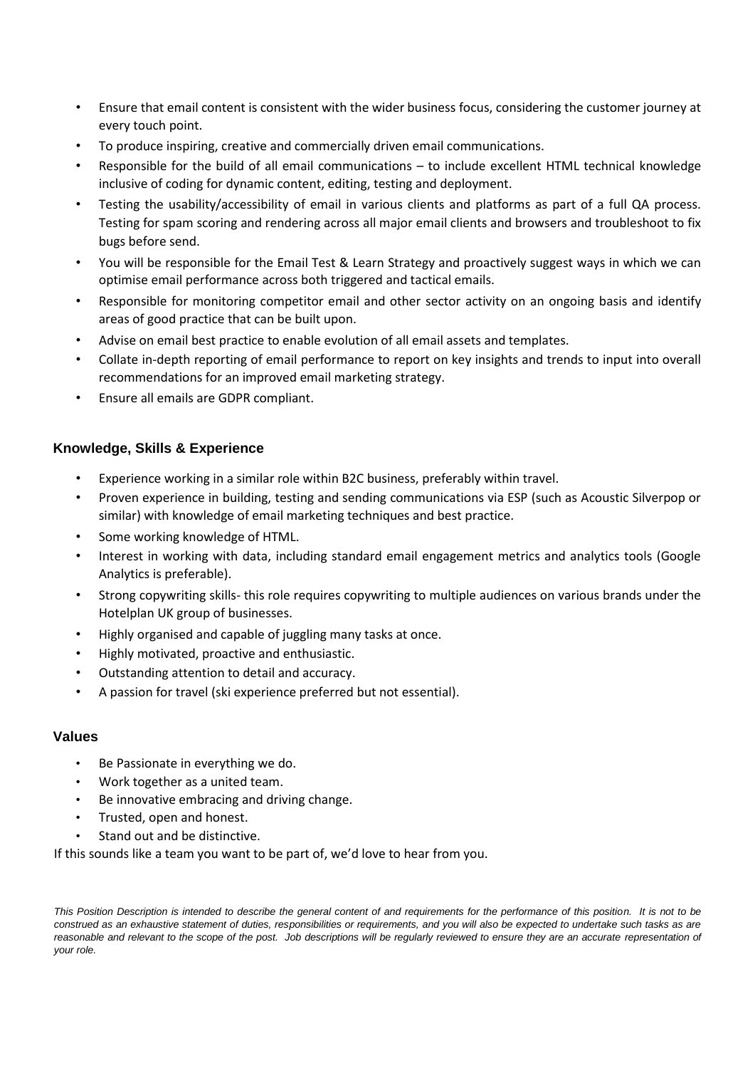- Ensure that email content is consistent with the wider business focus, considering the customer journey at every touch point.
- To produce inspiring, creative and commercially driven email communications.
- Responsible for the build of all email communications – to include excellent HTML technical knowledge inclusive of coding for dynamic content, editing, testing and deployment.
- Testing the usability/accessibility of email in various clients and platforms as part of a full QA process. Testing for spam scoring and rendering across all major email clients and browsers and troubleshoot to fix bugs before send.
- You will be responsible for the Email Test & Learn Strategy and proactively suggest ways in which we can optimise email performance across both triggered and tactical emails.
- Responsible for monitoring competitor email and other sector activity on an ongoing basis and identify areas of good practice that can be built upon.
- Advise on email best practice to enable evolution of all email assets and templates.
- Collate in-depth reporting of email performance to report on key insights and trends to input into overall recommendations for an improved email marketing strategy.
- Ensure all emails are GDPR compliant.

### Knowledge, Skills & Experience

- Experience working in a similar role within B2C business, preferably within travel.
- Proven experience in building, testing and sending communications via ESP (such as Acoustic Silverpop or similar) with knowledge of email marketing techniques and best practice.
- Some working knowledge of HTML.
- Interest in working with data, including standard email engagement metrics and analytics tools (Google Analytics is preferable).
- Strong copywriting skills- this role requires copywriting to multiple audiences on various brands under the Hotelplan UK group of businesses.
- Highly organised and capable of juggling many tasks at once.
- Highly motivated, proactive and enthusiastic.
- Outstanding attention to detail and accuracy.
- A passion for travel (ski experience preferred but not essential).

### Values

- Be Passionate in everything we do.
- Work together as a united team.
- Be innovative embracing and driving change.
- Trusted, open and honest.
- Stand out and be distinctive.

If this sounds like a team you want to be part of, we'd love to hear from you.

*This Position Description is intended to describe the general content of and requirements for the performance of this position. It is not to be construed as an exhaustive statement of duties, responsibilities or requirements, and you will also be expected to undertake such tasks as are reasonable and relevant to the scope of the post. Job descriptions will be regularly reviewed to ensure they are an accurate representation of your role.*